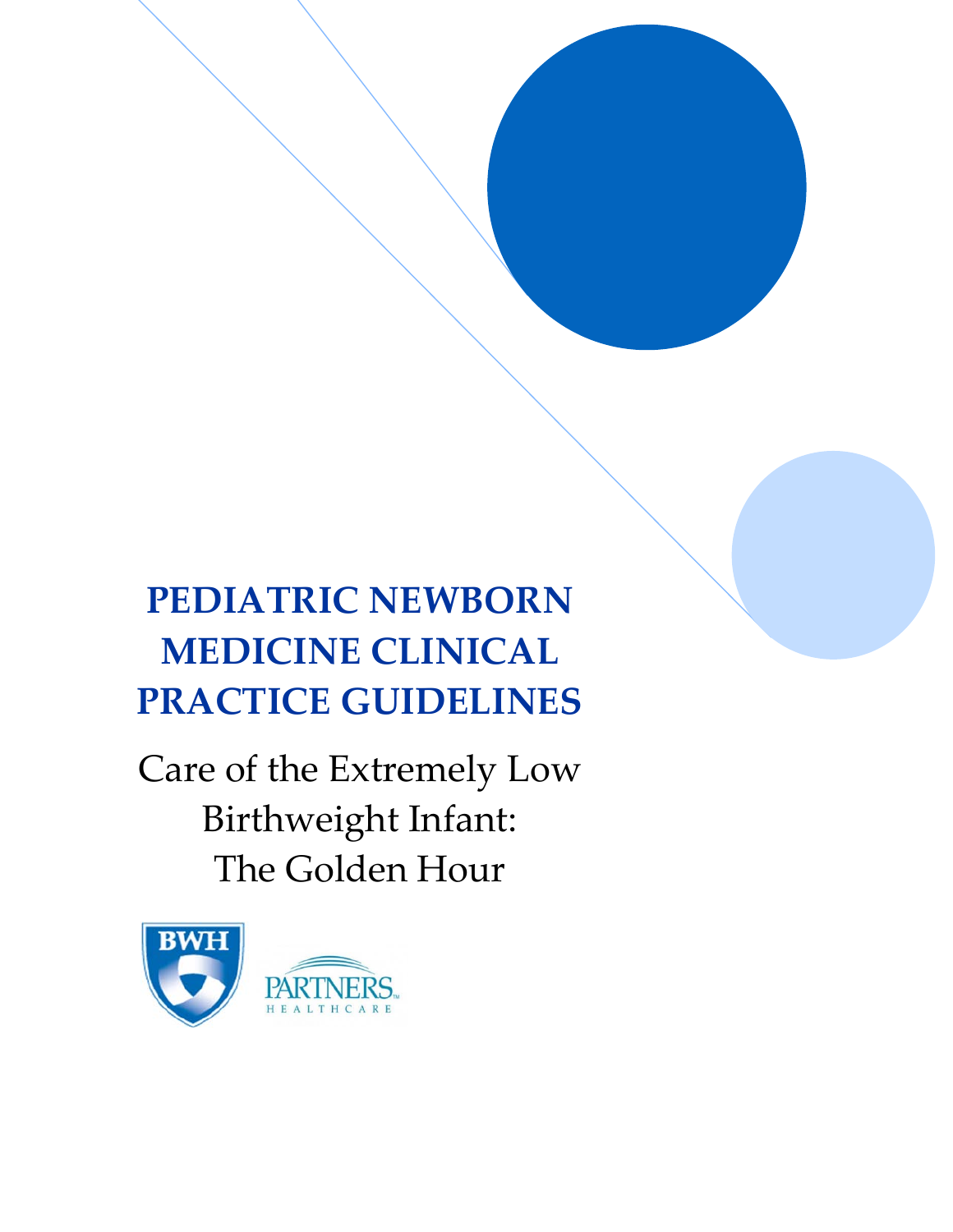# PEDIATRIC NEWBORN MEDICINE CLINICAL PRACTICE GUIDELINES

## Care of the Extremely Low Birthweight Infant: The Golden Hour

BWH

PARTNERS HEALTHCARE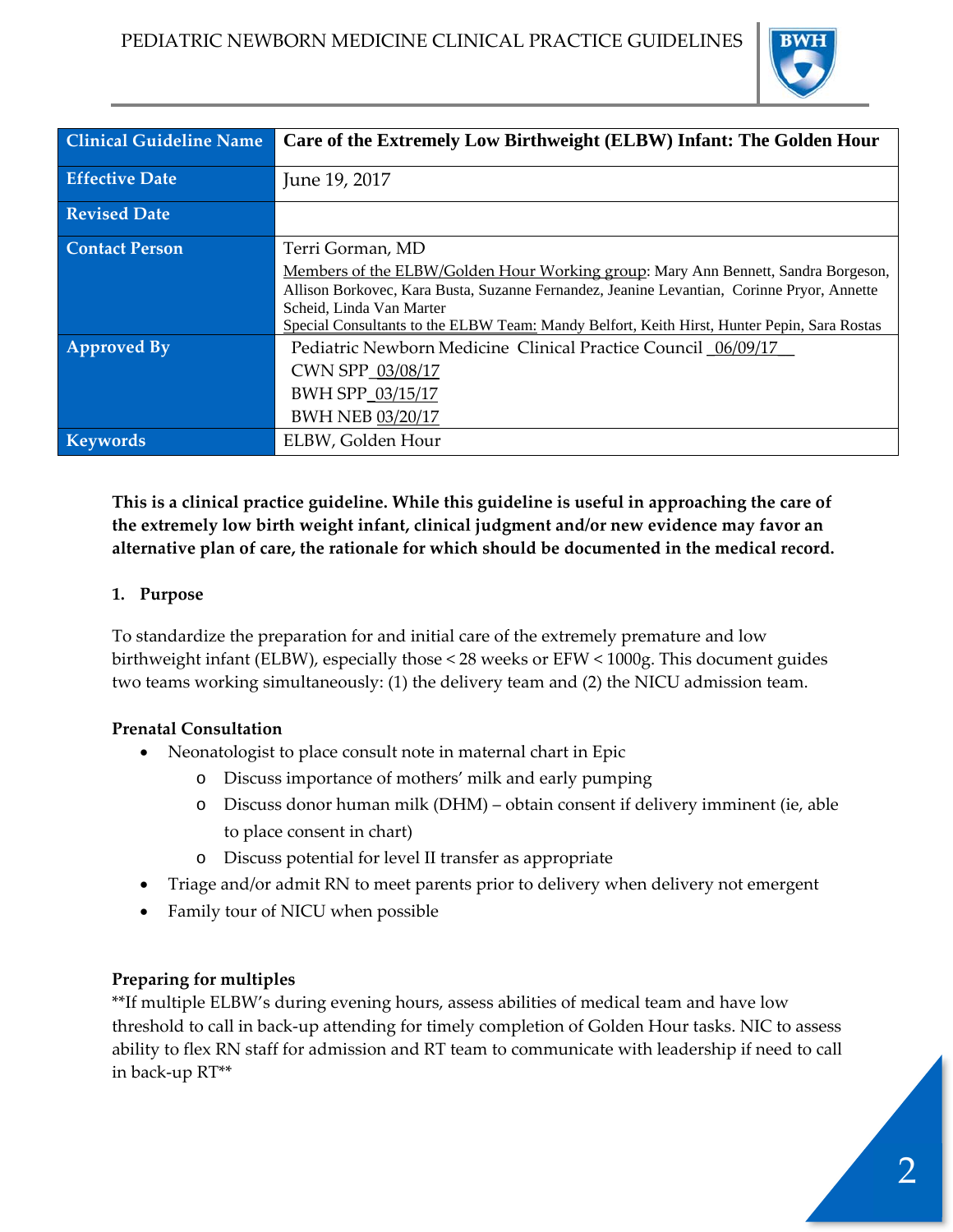| Clinical Guideline Name | Care of the Extremely Low Birthweight (ELBW) Infant: The Golden Hour |
|---|---|
| Effective Date | June 19, 2017 |
| Revised Date | |
| Contact Person | Terri Gorman, MD<br>Members of the ELBW/Golden Hour Working group: Mary Ann Bennett, Sandra Borgeson, Allison Borkovec, Kara Busta, Suzanne Fernandez, Jeanine Levantian, Corinne Pryor, Annette Scheid, Linda Van Marter<br>Special Consultants to the ELBW Team: Mandy Belfort, Keith Hirst, Hunter Pepin, Sara Rostas |
| Approved By | Pediatric Newborn Medicine Clinical Practice Council 06/09/17<br>CWN SPP 03/08/17<br>BWH SPP 03/15/17<br>BWH NEB 03/20/17 |
| Keywords | ELBW, Golden Hour |

**This is a clinical practice guideline. While this guideline is useful in approaching the care of the extremely low birth weight infant, clinical judgment and/or new evidence may favor an alternative plan of care, the rationale for which should be documented in the medical record.**

## 1. Purpose

To standardize the preparation for and initial care of the extremely premature and low birthweight infant (ELBW), especially those < 28 weeks or EFW < 1000g. This document guides two teams working simultaneously: (1) the delivery team and (2) the NICU admission team.

### Prenatal Consultation

- Neonatologist to place consult note in maternal chart in Epic
  - Discuss importance of mothers' milk and early pumping
  - Discuss donor human milk (DHM) – obtain consent if delivery imminent (ie, able to place consent in chart)
  - Discuss potential for level II transfer as appropriate
- Triage and/or admit RN to meet parents prior to delivery when delivery not emergent
- Family tour of NICU when possible

### Preparing for multiples

**If multiple ELBW's during evening hours, assess abilities of medical team and have low threshold to call in back-up attending for timely completion of Golden Hour tasks. NIC to assess ability to flex RN staff for admission and RT team to communicate with leadership if need to call in back-up RT**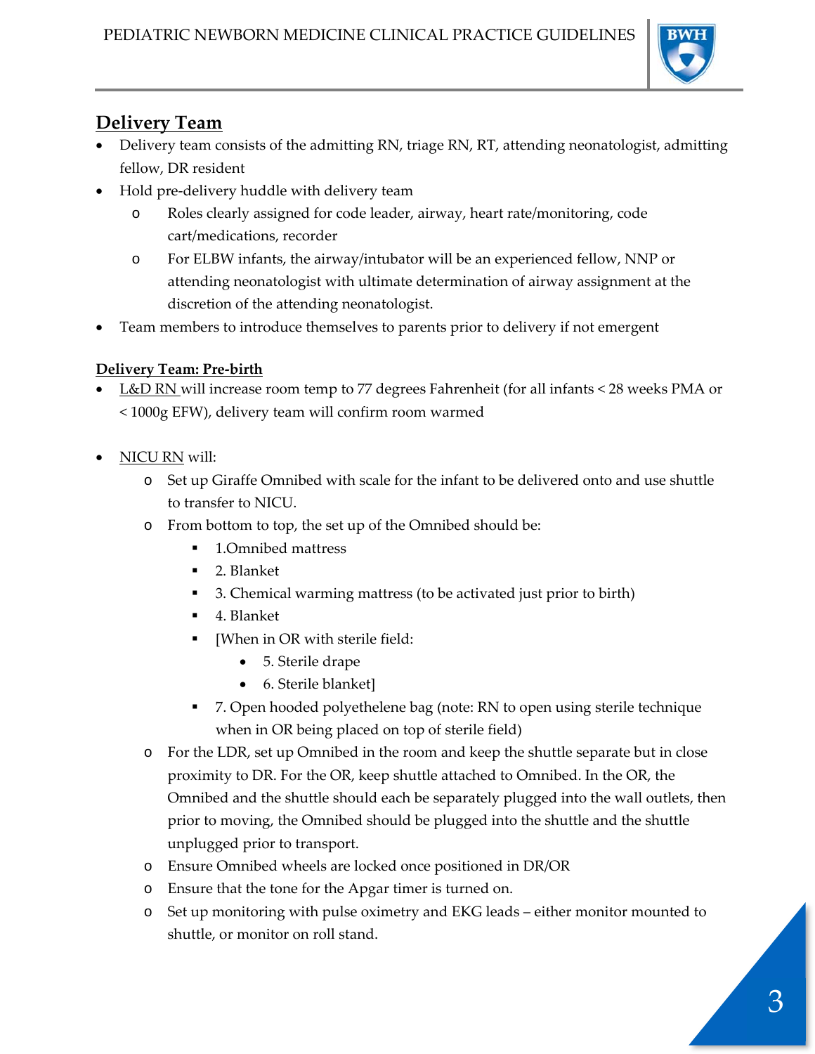## Delivery Team

- Delivery team consists of the admitting RN, triage RN, RT, attending neonatologist, admitting fellow, DR resident
- Hold pre-delivery huddle with delivery team
  - Roles clearly assigned for code leader, airway, heart rate/monitoring, code cart/medications, recorder
  - For ELBW infants, the airway/intubator will be an experienced fellow, NNP or attending neonatologist with ultimate determination of airway assignment at the discretion of the attending neonatologist.
- Team members to introduce themselves to parents prior to delivery if not emergent

### Delivery Team: Pre-birth

- L&D RN will increase room temp to 77 degrees Fahrenheit (for all infants < 28 weeks PMA or < 1000g EFW), delivery team will confirm room warmed

- NICU RN will:
  - Set up Giraffe Omnibed with scale for the infant to be delivered onto and use shuttle to transfer to NICU.
  - From bottom to top, the set up of the Omnibed should be:
    - 1.Omnibed mattress
    - 2. Blanket
    - 3. Chemical warming mattress (to be activated just prior to birth)
    - 4. Blanket
    - [When in OR with sterile field:
      - 5. Sterile drape
      - 6. Sterile blanket]
    - 7. Open hooded polyethelene bag (note: RN to open using sterile technique when in OR being placed on top of sterile field)
  - For the LDR, set up Omnibed in the room and keep the shuttle separate but in close proximity to DR. For the OR, keep shuttle attached to Omnibed. In the OR, the Omnibed and the shuttle should each be separately plugged into the wall outlets, then prior to moving, the Omnibed should be plugged into the shuttle and the shuttle unplugged prior to transport.
  - Ensure Omnibed wheels are locked once positioned in DR/OR
  - Ensure that the tone for the Apgar timer is turned on.
  - Set up monitoring with pulse oximetry and EKG leads – either monitor mounted to shuttle, or monitor on roll stand.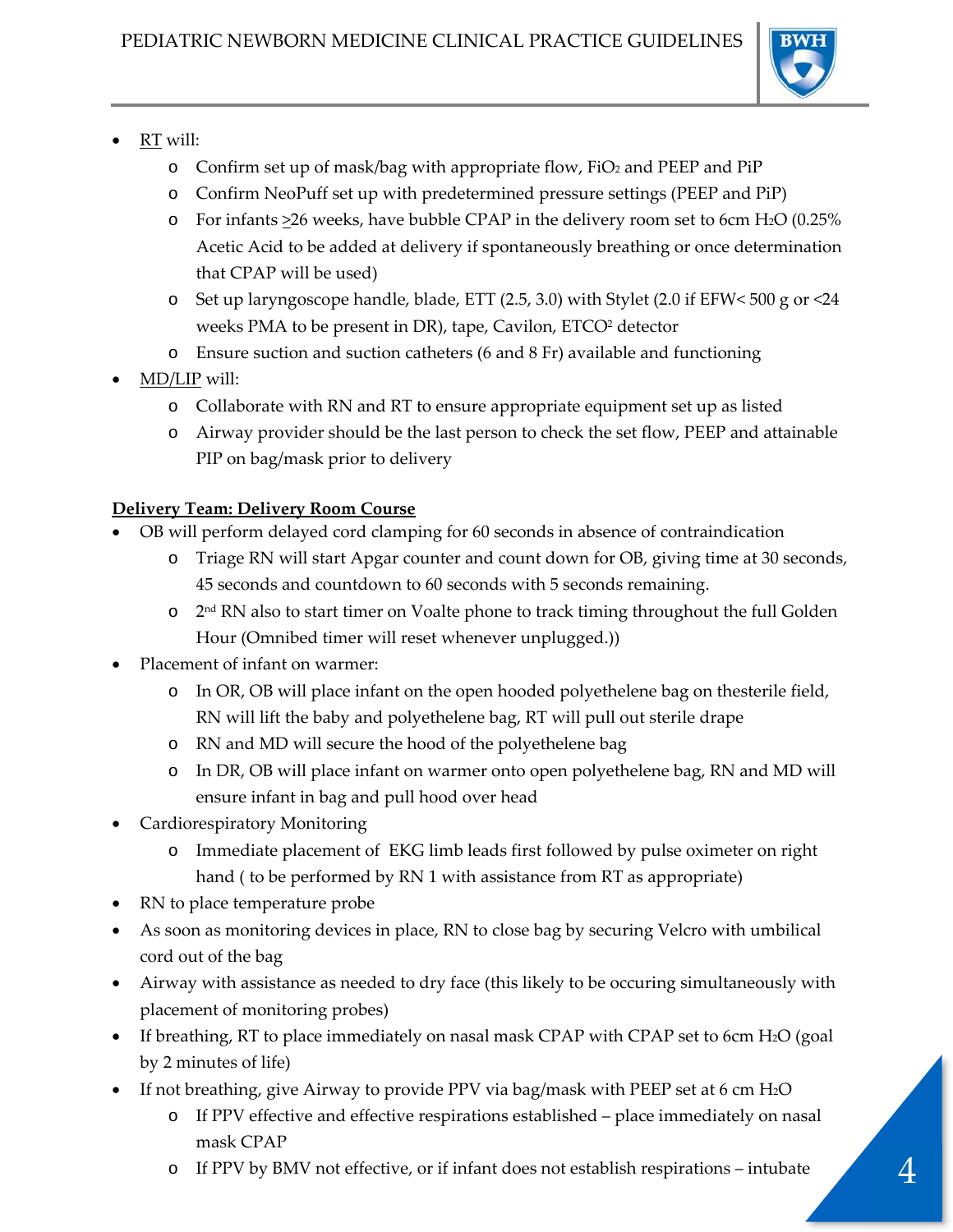- RT will:
  - Confirm set up of mask/bag with appropriate flow, $FiO_2$ and PEEP and PiP
  - Confirm NeoPuff set up with predetermined pressure settings (PEEP and PiP)
  - For infants ≥26 weeks, have bubble CPAP in the delivery room set to 6cm $H_2O$ (0.25% Acetic Acid to be added at delivery if spontaneously breathing or once determination that CPAP will be used)
  - Set up laryngoscope handle, blade, ETT (2.5, 3.0) with Stylet (2.0 if EFW< 500 g or <24 weeks PMA to be present in DR), tape, Cavilon, $ETCO^2$ detector
  - Ensure suction and suction catheters (6 and 8 Fr) available and functioning
- MD/LIP will:
  - Collaborate with RN and RT to ensure appropriate equipment set up as listed
  - Airway provider should be the last person to check the set flow, PEEP and attainable PIP on bag/mask prior to delivery

**Delivery Team: Delivery Room Course**

- OB will perform delayed cord clamping for 60 seconds in absence of contraindication
  - Triage RN will start Apgar counter and count down for OB, giving time at 30 seconds, 45 seconds and countdown to 60 seconds with 5 seconds remaining.
  - 2nd RN also to start timer on Voalte phone to track timing throughout the full Golden Hour (Omnibed timer will reset whenever unplugged.))
- Placement of infant on warmer:
  - In OR, OB will place infant on the open hooded polyethelene bag on thesterile field, RN will lift the baby and polyethelene bag, RT will pull out sterile drape
  - RN and MD will secure the hood of the polyethelene bag
  - In DR, OB will place infant on warmer onto open polyethelene bag, RN and MD will ensure infant in bag and pull hood over head
- Cardiorespiratory Monitoring
  - Immediate placement of EKG limb leads first followed by pulse oximeter on right hand ( to be performed by RN 1 with assistance from RT as appropriate)
- RN to place temperature probe
- As soon as monitoring devices in place, RN to close bag by securing Velcro with umbilical cord out of the bag
- Airway with assistance as needed to dry face (this likely to be occuring simultaneously with placement of monitoring probes)
- If breathing, RT to place immediately on nasal mask CPAP with CPAP set to 6cm $H_2O$ (goal by 2 minutes of life)
- If not breathing, give Airway to provide PPV via bag/mask with PEEP set at 6 cm $H_2O$
  - If PPV effective and effective respirations established – place immediately on nasal mask CPAP
  - If PPV by BMV not effective, or if infant does not establish respirations – intubate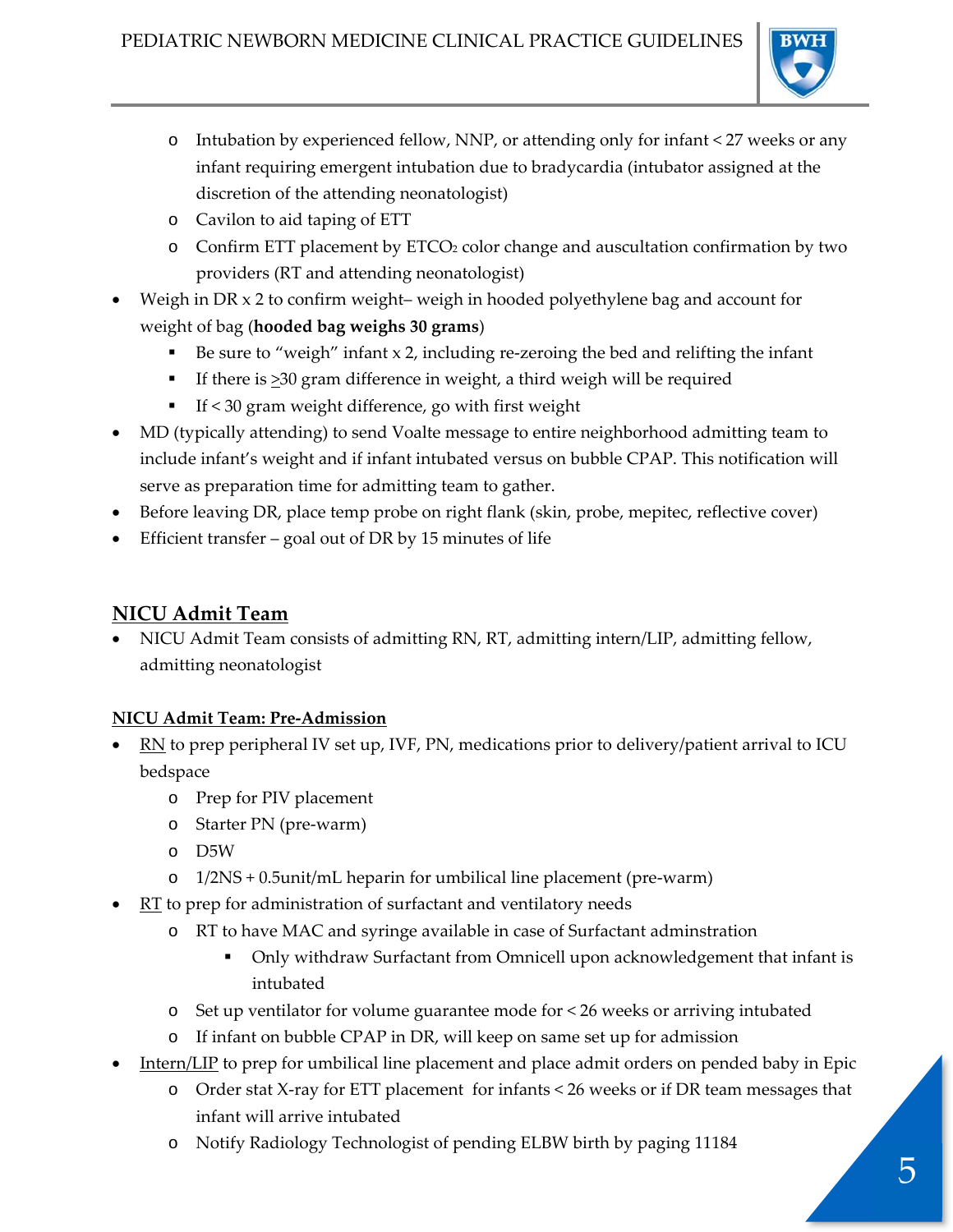- Intubation by experienced fellow, NNP, or attending only for infant < 27 weeks or any infant requiring emergent intubation due to bradycardia (intubator assigned at the discretion of the attending neonatologist)
  - Cavilon to aid taping of ETT
  - Confirm ETT placement by ETCO$_2$ color change and auscultation confirmation by two providers (RT and attending neonatologist)
- Weigh in DR x 2 to confirm weight– weigh in hooded polyethylene bag and account for weight of bag (**hooded bag weighs 30 grams**)
  - Be sure to "weigh" infant x 2, including re-zeroing the bed and relifting the infant
  - If there is $\geq$30 gram difference in weight, a third weigh will be required
  - If < 30 gram weight difference, go with first weight
- MD (typically attending) to send Voalte message to entire neighborhood admitting team to include infant's weight and if infant intubated versus on bubble CPAP. This notification will serve as preparation time for admitting team to gather.
- Before leaving DR, place temp probe on right flank (skin, probe, mepitec, reflective cover)
- Efficient transfer – goal out of DR by 15 minutes of life

## NICU Admit Team

- NICU Admit Team consists of admitting RN, RT, admitting intern/LIP, admitting fellow, admitting neonatologist

### NICU Admit Team: Pre-Admission

- RN to prep peripheral IV set up, IVF, PN, medications prior to delivery/patient arrival to ICU bedspace
  - Prep for PIV placement
  - Starter PN (pre-warm)
  - D5W
  - 1/2NS + 0.5unit/mL heparin for umbilical line placement (pre-warm)
- RT to prep for administration of surfactant and ventilatory needs
  - RT to have MAC and syringe available in case of Surfactant adminstration
    - Only withdraw Surfactant from Omnicell upon acknowledgement that infant is intubated
  - Set up ventilator for volume guarantee mode for < 26 weeks or arriving intubated
  - If infant on bubble CPAP in DR, will keep on same set up for admission
- Intern/LIP to prep for umbilical line placement and place admit orders on pended baby in Epic
  - Order stat X-ray for ETT placement for infants < 26 weeks or if DR team messages that infant will arrive intubated
  - Notify Radiology Technologist of pending ELBW birth by paging 11184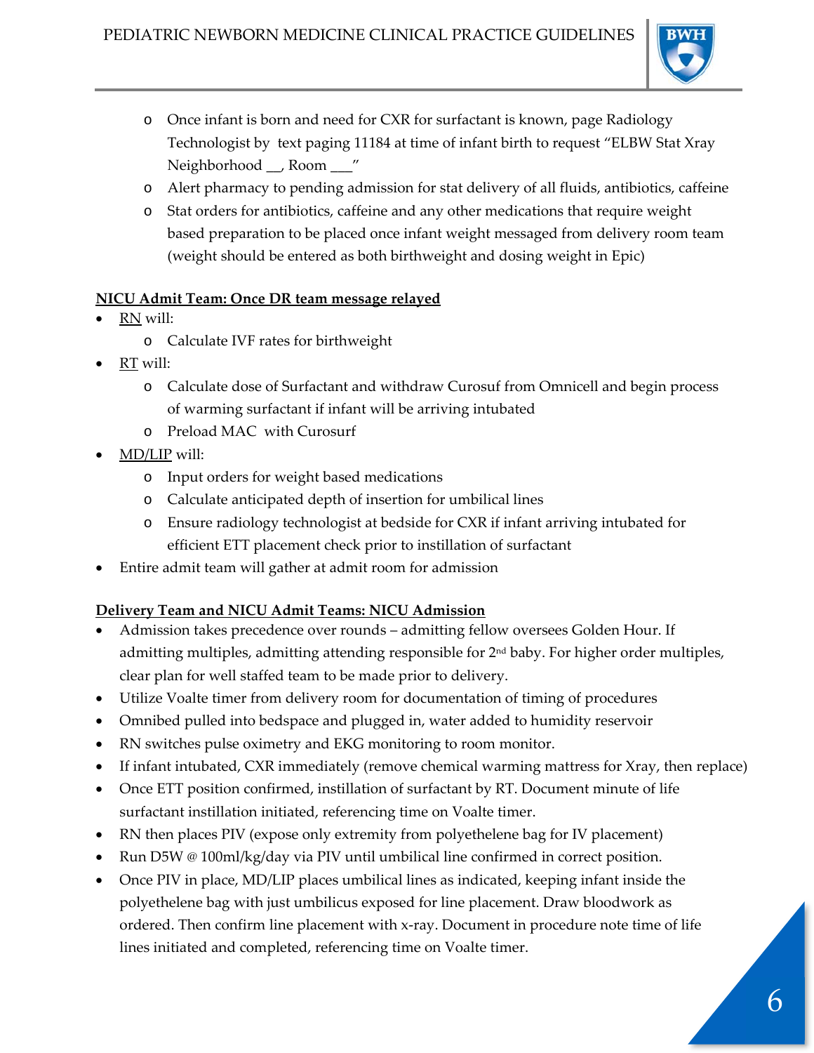- Once infant is born and need for CXR for surfactant is known, page Radiology Technologist by text paging 11184 at time of infant birth to request "ELBW Stat Xray Neighborhood __, Room ___"
- Alert pharmacy to pending admission for stat delivery of all fluids, antibiotics, caffeine
- Stat orders for antibiotics, caffeine and any other medications that require weight based preparation to be placed once infant weight messaged from delivery room team (weight should be entered as both birthweight and dosing weight in Epic)

**NICU Admit Team: Once DR team message relayed**

- RN will:
  - Calculate IVF rates for birthweight
- RT will:
  - Calculate dose of Surfactant and withdraw Curosuf from Omnicell and begin process of warming surfactant if infant will be arriving intubated
  - Preload MAC with Curosurf
- MD/LIP will:
  - Input orders for weight based medications
  - Calculate anticipated depth of insertion for umbilical lines
  - Ensure radiology technologist at bedside for CXR if infant arriving intubated for efficient ETT placement check prior to instillation of surfactant
- Entire admit team will gather at admit room for admission

**Delivery Team and NICU Admit Teams: NICU Admission**

- Admission takes precedence over rounds – admitting fellow oversees Golden Hour. If admitting multiples, admitting attending responsible for 2nd baby. For higher order multiples, clear plan for well staffed team to be made prior to delivery.
- Utilize Voalte timer from delivery room for documentation of timing of procedures
- Omnibed pulled into bedspace and plugged in, water added to humidity reservoir
- RN switches pulse oximetry and EKG monitoring to room monitor.
- If infant intubated, CXR immediately (remove chemical warming mattress for Xray, then replace)
- Once ETT position confirmed, instillation of surfactant by RT. Document minute of life surfactant instillation initiated, referencing time on Voalte timer.
- RN then places PIV (expose only extremity from polyethelene bag for IV placement)
- Run D5W @ 100ml/kg/day via PIV until umbilical line confirmed in correct position.
- Once PIV in place, MD/LIP places umbilical lines as indicated, keeping infant inside the polyethelene bag with just umbilicus exposed for line placement. Draw bloodwork as ordered. Then confirm line placement with x-ray. Document in procedure note time of life lines initiated and completed, referencing time on Voalte timer.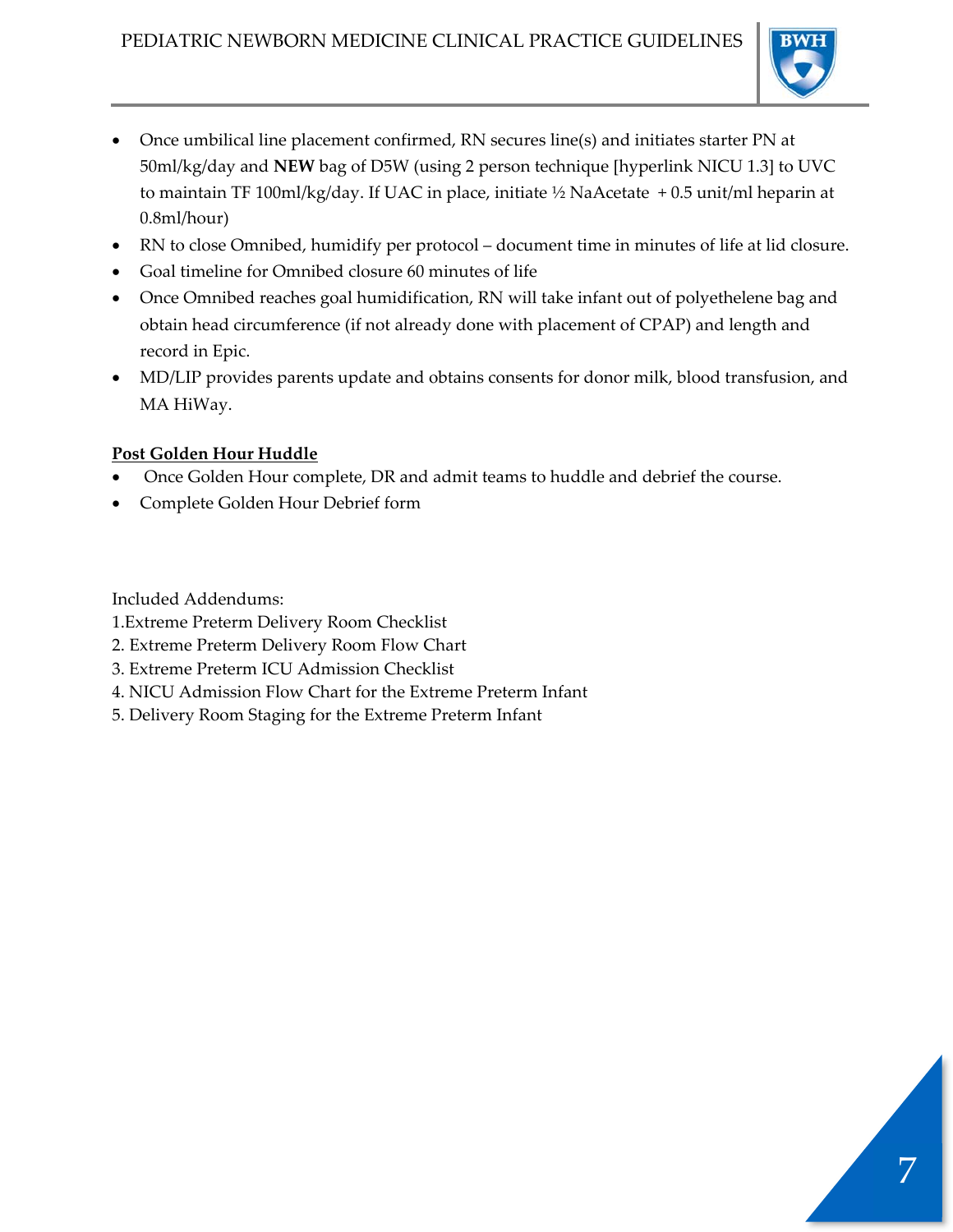- Once umbilical line placement confirmed, RN secures line(s) and initiates starter PN at 50ml/kg/day and **NEW** bag of D5W (using 2 person technique [hyperlink NICU 1.3] to UVC to maintain TF 100ml/kg/day. If UAC in place, initiate ½ NaAcetate + 0.5 unit/ml heparin at 0.8ml/hour)
- RN to close Omnibed, humidify per protocol – document time in minutes of life at lid closure.
- Goal timeline for Omnibed closure 60 minutes of life
- Once Omnibed reaches goal humidification, RN will take infant out of polyethelene bag and obtain head circumference (if not already done with placement of CPAP) and length and record in Epic.
- MD/LIP provides parents update and obtains consents for donor milk, blood transfusion, and MA HiWay.

**<u>Post Golden Hour Huddle</u>**

- Once Golden Hour complete, DR and admit teams to huddle and debrief the course.
- Complete Golden Hour Debrief form

Included Addendums:

1. Extreme Preterm Delivery Room Checklist
2. Extreme Preterm Delivery Room Flow Chart
3. Extreme Preterm ICU Admission Checklist
4. NICU Admission Flow Chart for the Extreme Preterm Infant
5. Delivery Room Staging for the Extreme Preterm Infant